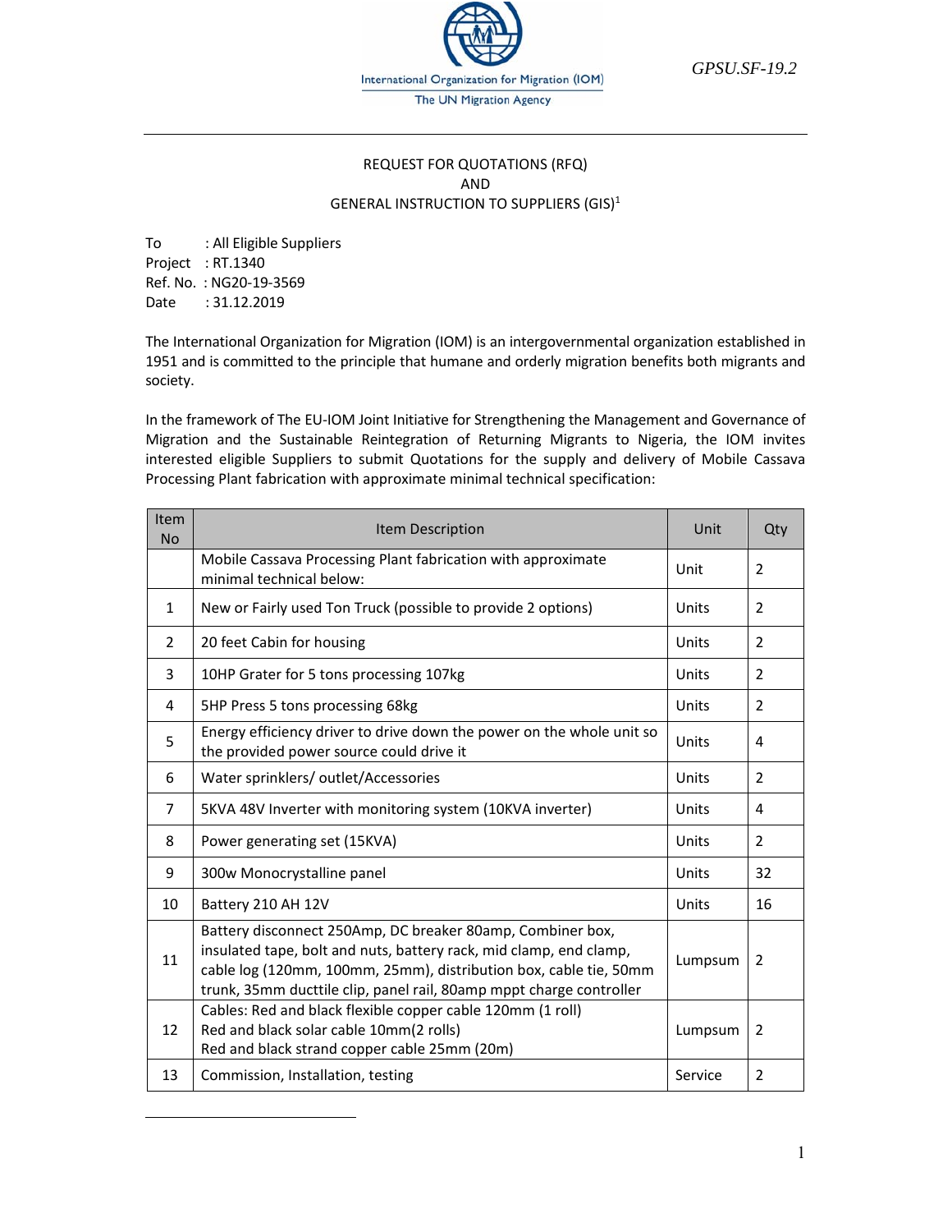International Organization for Migration (IOM)
The UN Migration Agency

*GPSU.SF-19.2*

REQUEST FOR QUOTATIONS (RFQ)
AND
GENERAL INSTRUCTION TO SUPPLIERS (GIS)[1]

To : All Eligible Suppliers
Project : RT.1340
Ref. No. : NG20-19-3569
Date : 31.12.2019

The International Organization for Migration (IOM) is an intergovernmental organization established in 1951 and is committed to the principle that humane and orderly migration benefits both migrants and society.

In the framework of The EU-IOM Joint Initiative for Strengthening the Management and Governance of Migration and the Sustainable Reintegration of Returning Migrants to Nigeria, the IOM invites interested eligible Suppliers to submit Quotations for the supply and delivery of Mobile Cassava Processing Plant fabrication with approximate minimal technical specification:

| Item No | Item Description | Unit | Qty |
|---|---|---|---|
| | Mobile Cassava Processing Plant fabrication with approximate minimal technical below: | Unit | 2 |
| 1 | New or Fairly used Ton Truck (possible to provide 2 options) | Units | 2 |
| 2 | 20 feet Cabin for housing | Units | 2 |
| 3 | 10HP Grater for 5 tons processing 107kg | Units | 2 |
| 4 | 5HP Press 5 tons processing 68kg | Units | 2 |
| 5 | Energy efficiency driver to drive down the power on the whole unit so the provided power source could drive it | Units | 4 |
| 6 | Water sprinklers/ outlet/Accessories | Units | 2 |
| 7 | 5KVA 48V Inverter with monitoring system (10KVA inverter) | Units | 4 |
| 8 | Power generating set (15KVA) | Units | 2 |
| 9 | 300w Monocrystalline panel | Units | 32 |
| 10 | Battery 210 AH 12V | Units | 16 |
| 11 | Battery disconnect 250Amp, DC breaker 80amp, Combiner box, insulated tape, bolt and nuts, battery rack, mid clamp, end clamp, cable log (120mm, 100mm, 25mm), distribution box, cable tie, 50mm trunk, 35mm ducttile clip, panel rail, 80amp mppt charge controller | Lumpsum | 2 |
| 12 | Cables: Red and black flexible copper cable 120mm (1 roll)<br>Red and black solar cable 10mm(2 rolls)<br>Red and black strand copper cable 25mm (20m) | Lumpsum | 2 |
| 13 | Commission, Installation, testing | Service | 2 |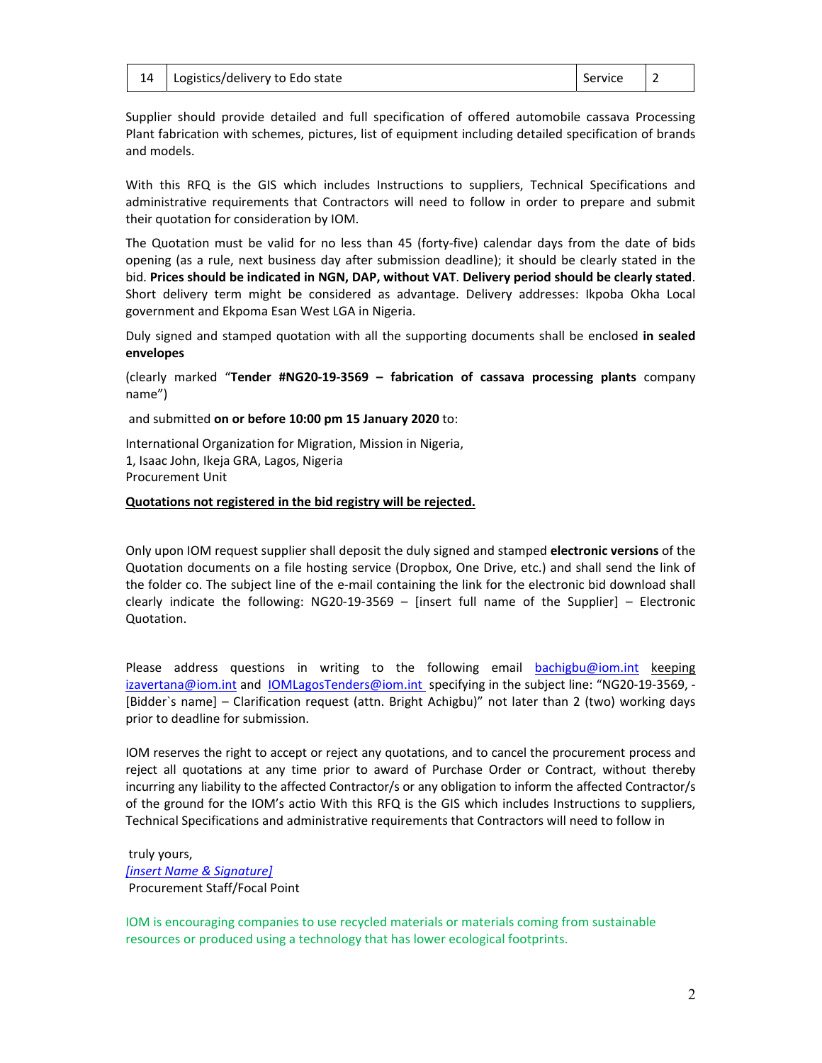| 14 | Logistics/delivery to Edo state | Service | 2 |
|---|---|---|---|

Supplier should provide detailed and full specification of offered automobile cassava Processing Plant fabrication with schemes, pictures, list of equipment including detailed specification of brands and models.

With this RFQ is the GIS which includes Instructions to suppliers, Technical Specifications and administrative requirements that Contractors will need to follow in order to prepare and submit their quotation for consideration by IOM.

The Quotation must be valid for no less than 45 (forty-five) calendar days from the date of bids opening (as a rule, next business day after submission deadline); it should be clearly stated in the bid. **Prices should be indicated in NGN, DAP, without VAT**. **Delivery period should be clearly stated**. Short delivery term might be considered as advantage. Delivery addresses: Ikpoba Okha Local government and Ekpoma Esan West LGA in Nigeria.

Duly signed and stamped quotation with all the supporting documents shall be enclosed **in sealed envelopes**

(clearly marked "**Tender #NG20-19-3569 – fabrication of cassava processing plants** company name")

and submitted **on or before 10:00 pm 15 January 2020** to:

International Organization for Migration, Mission in Nigeria,
1, Isaac John, Ikeja GRA, Lagos, Nigeria
Procurement Unit

**Quotations not registered in the bid registry will be rejected.**

Only upon IOM request supplier shall deposit the duly signed and stamped **electronic versions** of the Quotation documents on a file hosting service (Dropbox, One Drive, etc.) and shall send the link of the folder co. The subject line of the e-mail containing the link for the electronic bid download shall clearly indicate the following: NG20-19-3569 – [insert full name of the Supplier] – Electronic Quotation.

Please address questions in writing to the following email bachigbu@iom.int keeping izavertana@iom.int and IOMLagosTenders@iom.int specifying in the subject line: "NG20-19-3569, - [Bidder`s name] – Clarification request (attn. Bright Achigbu)" not later than 2 (two) working days prior to deadline for submission.

IOM reserves the right to accept or reject any quotations, and to cancel the procurement process and reject all quotations at any time prior to award of Purchase Order or Contract, without thereby incurring any liability to the affected Contractor/s or any obligation to inform the affected Contractor/s of the ground for the IOM's actio With this RFQ is the GIS which includes Instructions to suppliers, Technical Specifications and administrative requirements that Contractors will need to follow in

truly yours,
*[insert Name & Signature]*
Procurement Staff/Focal Point

IOM is encouraging companies to use recycled materials or materials coming from sustainable resources or produced using a technology that has lower ecological footprints.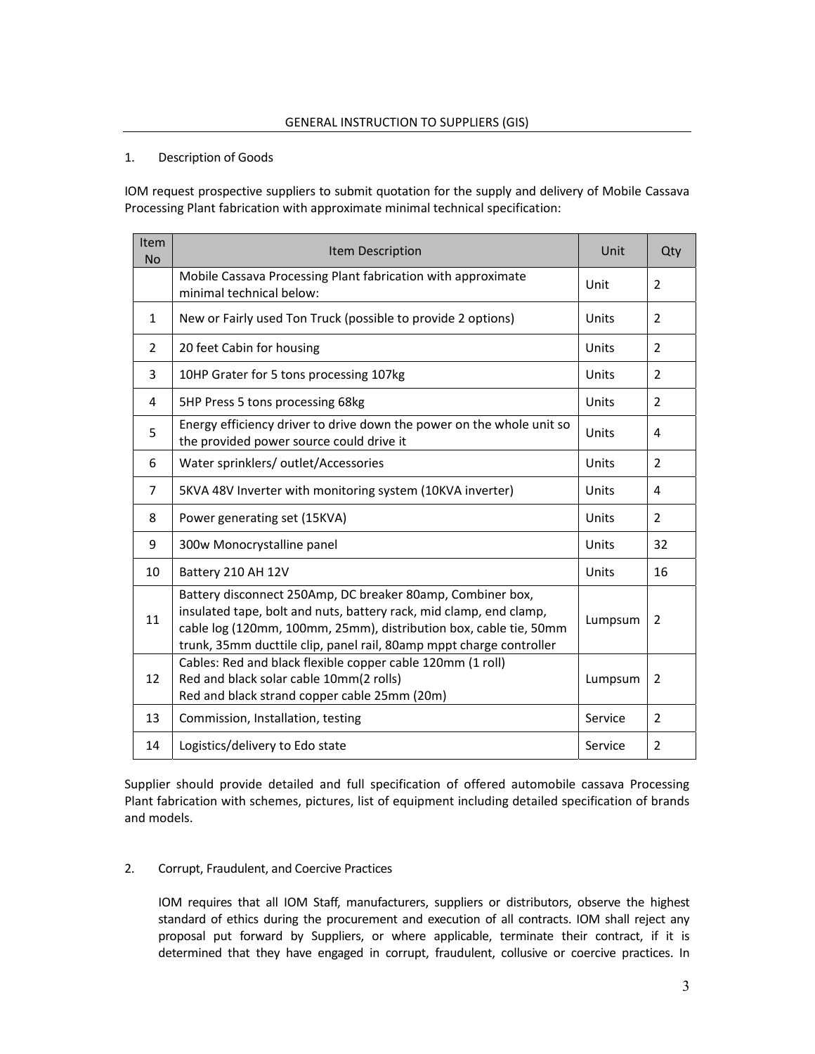## GENERAL INSTRUCTION TO SUPPLIERS (GIS)

1. Description of Goods

IOM request prospective suppliers to submit quotation for the supply and delivery of Mobile Cassava Processing Plant fabrication with approximate minimal technical specification:

| Item No | Item Description | Unit | Qty |
|---|---|---|---|
| | Mobile Cassava Processing Plant fabrication with approximate minimal technical below: | Unit | 2 |
| 1 | New or Fairly used Ton Truck (possible to provide 2 options) | Units | 2 |
| 2 | 20 feet Cabin for housing | Units | 2 |
| 3 | 10HP Grater for 5 tons processing 107kg | Units | 2 |
| 4 | 5HP Press 5 tons processing 68kg | Units | 2 |
| 5 | Energy efficiency driver to drive down the power on the whole unit so the provided power source could drive it | Units | 4 |
| 6 | Water sprinklers/ outlet/Accessories | Units | 2 |
| 7 | 5KVA 48V Inverter with monitoring system (10KVA inverter) | Units | 4 |
| 8 | Power generating set (15KVA) | Units | 2 |
| 9 | 300w Monocrystalline panel | Units | 32 |
| 10 | Battery 210 AH 12V | Units | 16 |
| 11 | Battery disconnect 250Amp, DC breaker 80amp, Combiner box, insulated tape, bolt and nuts, battery rack, mid clamp, end clamp, cable log (120mm, 100mm, 25mm), distribution box, cable tie, 50mm trunk, 35mm ducttile clip, panel rail, 80amp mppt charge controller | Lumpsum | 2 |
| 12 | Cables: Red and black flexible copper cable 120mm (1 roll)<br>Red and black solar cable 10mm(2 rolls)<br>Red and black strand copper cable 25mm (20m) | Lumpsum | 2 |
| 13 | Commission, Installation, testing | Service | 2 |
| 14 | Logistics/delivery to Edo state | Service | 2 |

Supplier should provide detailed and full specification of offered automobile cassava Processing Plant fabrication with schemes, pictures, list of equipment including detailed specification of brands and models.

2. Corrupt, Fraudulent, and Coercive Practices

IOM requires that all IOM Staff, manufacturers, suppliers or distributors, observe the highest standard of ethics during the procurement and execution of all contracts. IOM shall reject any proposal put forward by Suppliers, or where applicable, terminate their contract, if it is determined that they have engaged in corrupt, fraudulent, collusive or coercive practices. In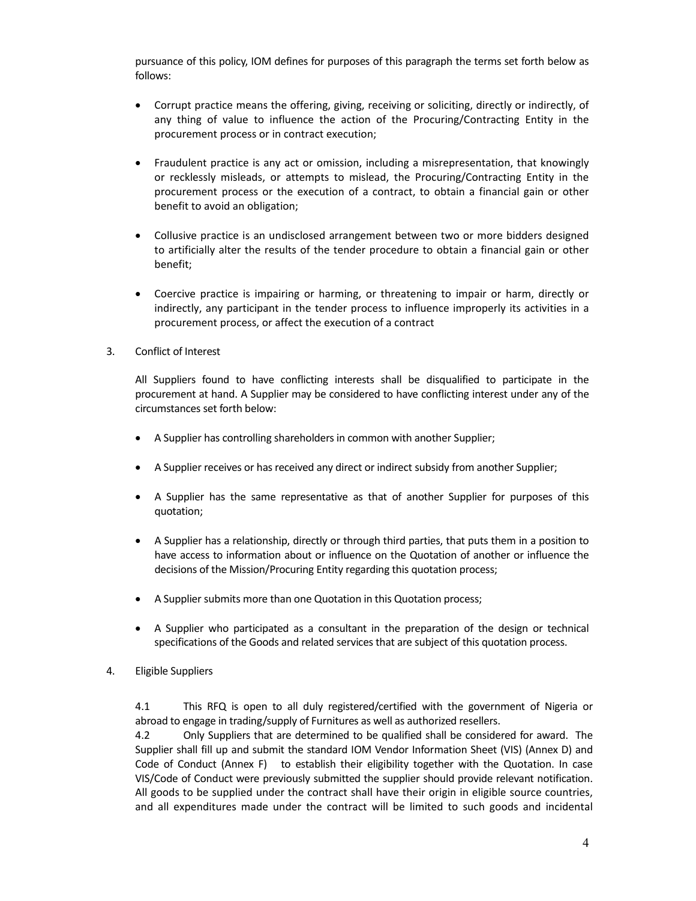pursuance of this policy, IOM defines for purposes of this paragraph the terms set forth below as follows:

- Corrupt practice means the offering, giving, receiving or soliciting, directly or indirectly, of any thing of value to influence the action of the Procuring/Contracting Entity in the procurement process or in contract execution;

- Fraudulent practice is any act or omission, including a misrepresentation, that knowingly or recklessly misleads, or attempts to mislead, the Procuring/Contracting Entity in the procurement process or the execution of a contract, to obtain a financial gain or other benefit to avoid an obligation;

- Collusive practice is an undisclosed arrangement between two or more bidders designed to artificially alter the results of the tender procedure to obtain a financial gain or other benefit;

- Coercive practice is impairing or harming, or threatening to impair or harm, directly or indirectly, any participant in the tender process to influence improperly its activities in a procurement process, or affect the execution of a contract

3. Conflict of Interest

All Suppliers found to have conflicting interests shall be disqualified to participate in the procurement at hand. A Supplier may be considered to have conflicting interest under any of the circumstances set forth below:

- A Supplier has controlling shareholders in common with another Supplier;

- A Supplier receives or has received any direct or indirect subsidy from another Supplier;

- A Supplier has the same representative as that of another Supplier for purposes of this quotation;

- A Supplier has a relationship, directly or through third parties, that puts them in a position to have access to information about or influence on the Quotation of another or influence the decisions of the Mission/Procuring Entity regarding this quotation process;

- A Supplier submits more than one Quotation in this Quotation process;

- A Supplier who participated as a consultant in the preparation of the design or technical specifications of the Goods and related services that are subject of this quotation process.

4. Eligible Suppliers

4.1 This RFQ is open to all duly registered/certified with the government of Nigeria or abroad to engage in trading/supply of Furnitures as well as authorized resellers.

4.2 Only Suppliers that are determined to be qualified shall be considered for award. The Supplier shall fill up and submit the standard IOM Vendor Information Sheet (VIS) (Annex D) and Code of Conduct (Annex F) to establish their eligibility together with the Quotation. In case VIS/Code of Conduct were previously submitted the supplier should provide relevant notification. All goods to be supplied under the contract shall have their origin in eligible source countries, and all expenditures made under the contract will be limited to such goods and incidental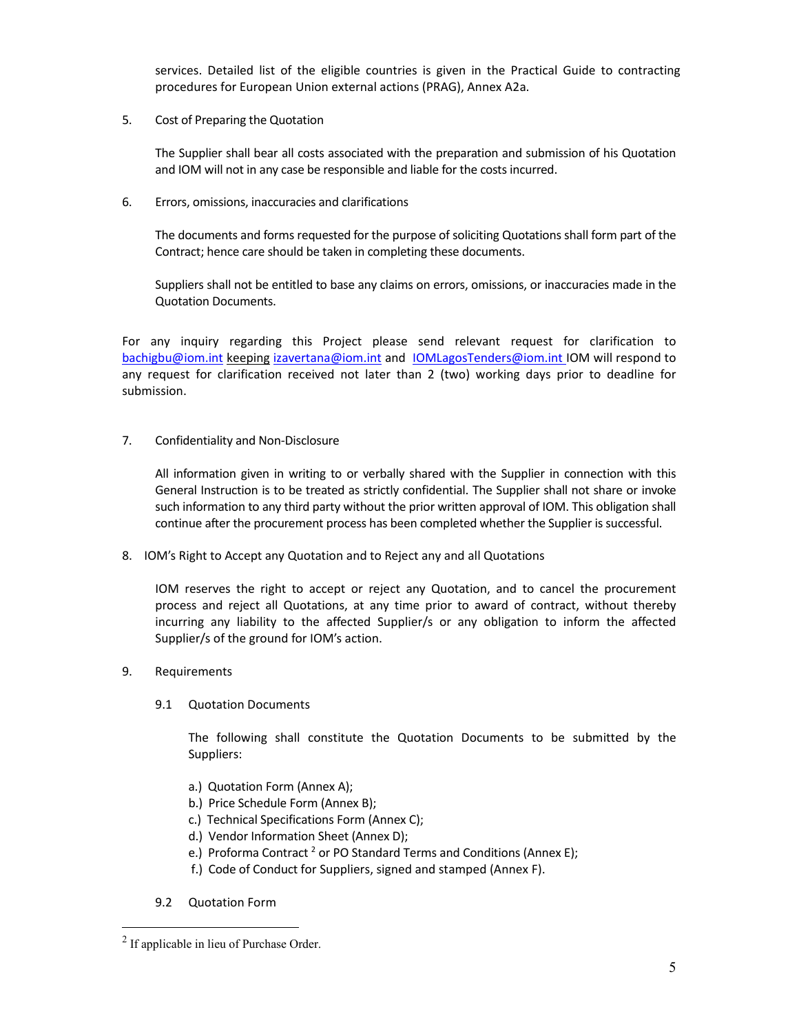services. Detailed list of the eligible countries is given in the Practical Guide to contracting procedures for European Union external actions (PRAG), Annex A2a.

5. Cost of Preparing the Quotation

   The Supplier shall bear all costs associated with the preparation and submission of his Quotation and IOM will not in any case be responsible and liable for the costs incurred.

6. Errors, omissions, inaccuracies and clarifications

   The documents and forms requested for the purpose of soliciting Quotations shall form part of the Contract; hence care should be taken in completing these documents.

   Suppliers shall not be entitled to base any claims on errors, omissions, or inaccuracies made in the Quotation Documents.

For any inquiry regarding this Project please send relevant request for clarification to bachigbu@iom.int keeping izavertana@iom.int and IOMLagosTenders@iom.int IOM will respond to any request for clarification received not later than 2 (two) working days prior to deadline for submission.

7. Confidentiality and Non-Disclosure

   All information given in writing to or verbally shared with the Supplier in connection with this General Instruction is to be treated as strictly confidential. The Supplier shall not share or invoke such information to any third party without the prior written approval of IOM. This obligation shall continue after the procurement process has been completed whether the Supplier is successful.

8. IOM's Right to Accept any Quotation and to Reject any and all Quotations

   IOM reserves the right to accept or reject any Quotation, and to cancel the procurement process and reject all Quotations, at any time prior to award of contract, without thereby incurring any liability to the affected Supplier/s or any obligation to inform the affected Supplier/s of the ground for IOM's action.

9. Requirements

   9.1 Quotation Documents

   The following shall constitute the Quotation Documents to be submitted by the Suppliers:

   a.) Quotation Form (Annex A);
   b.) Price Schedule Form (Annex B);
   c.) Technical Specifications Form (Annex C);
   d.) Vendor Information Sheet (Annex D);
   e.) Proforma Contract [2] or PO Standard Terms and Conditions (Annex E);
   f.) Code of Conduct for Suppliers, signed and stamped (Annex F).

   9.2 Quotation Form

[2] If applicable in lieu of Purchase Order.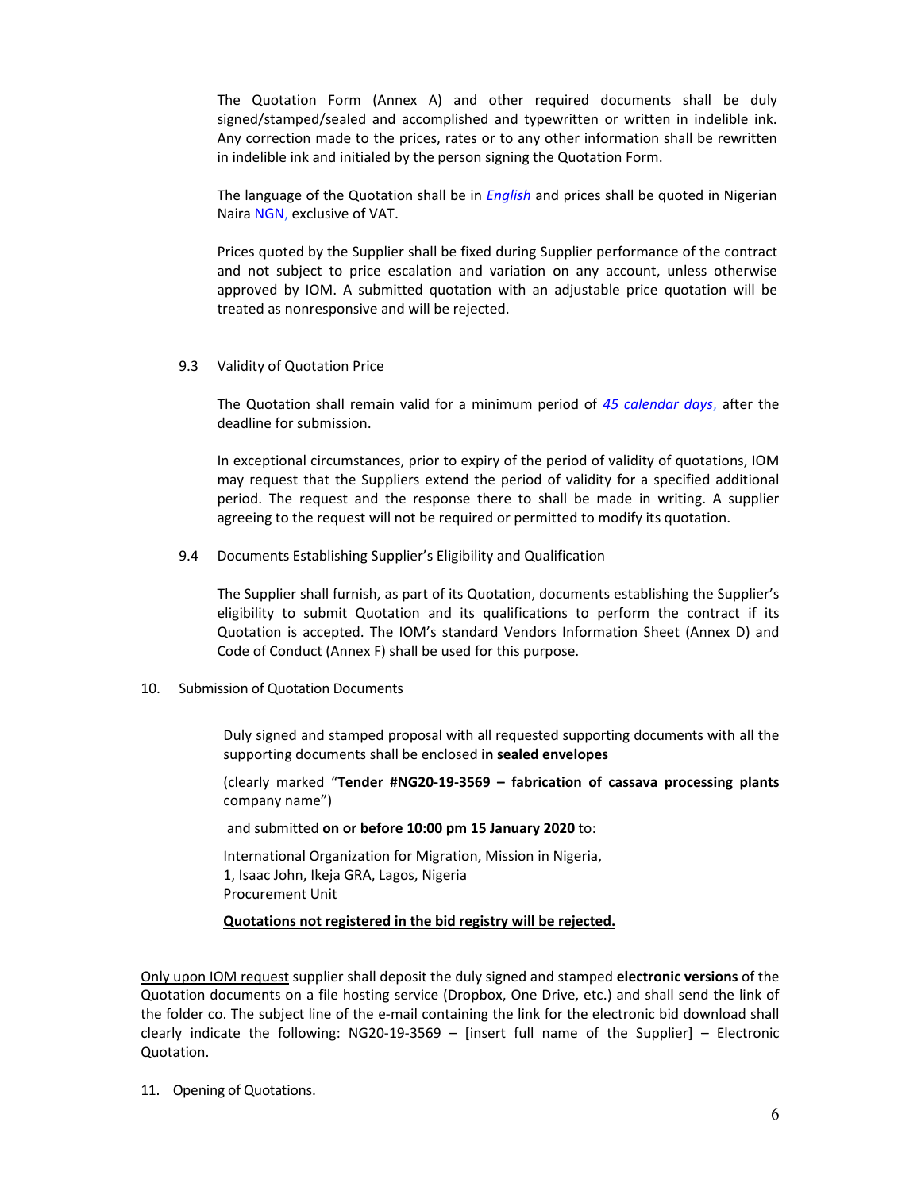The Quotation Form (Annex A) and other required documents shall be duly signed/stamped/sealed and accomplished and typewritten or written in indelible ink. Any correction made to the prices, rates or to any other information shall be rewritten in indelible ink and initialed by the person signing the Quotation Form.

The language of the Quotation shall be in *English* and prices shall be quoted in Nigerian Naira NGN, exclusive of VAT.

Prices quoted by the Supplier shall be fixed during Supplier performance of the contract and not subject to price escalation and variation on any account, unless otherwise approved by IOM. A submitted quotation with an adjustable price quotation will be treated as nonresponsive and will be rejected.

9.3 Validity of Quotation Price

The Quotation shall remain valid for a minimum period of *45 calendar days*, after the deadline for submission.

In exceptional circumstances, prior to expiry of the period of validity of quotations, IOM may request that the Suppliers extend the period of validity for a specified additional period. The request and the response there to shall be made in writing. A supplier agreeing to the request will not be required or permitted to modify its quotation.

9.4 Documents Establishing Supplier's Eligibility and Qualification

The Supplier shall furnish, as part of its Quotation, documents establishing the Supplier's eligibility to submit Quotation and its qualifications to perform the contract if its Quotation is accepted. The IOM's standard Vendors Information Sheet (Annex D) and Code of Conduct (Annex F) shall be used for this purpose.

10. Submission of Quotation Documents

Duly signed and stamped proposal with all requested supporting documents with all the supporting documents shall be enclosed **in sealed envelopes**

(clearly marked "**Tender #NG20-19-3569 – fabrication of cassava processing plants** company name")

and submitted **on or before 10:00 pm 15 January 2020** to:

International Organization for Migration, Mission in Nigeria,
1, Isaac John, Ikeja GRA, Lagos, Nigeria
Procurement Unit

**<u>Quotations not registered in the bid registry will be rejected.</u>**

<u>Only upon IOM request</u> supplier shall deposit the duly signed and stamped **electronic versions** of the Quotation documents on a file hosting service (Dropbox, One Drive, etc.) and shall send the link of the folder co. The subject line of the e-mail containing the link for the electronic bid download shall clearly indicate the following: NG20-19-3569 – [insert full name of the Supplier] – Electronic Quotation.

11. Opening of Quotations.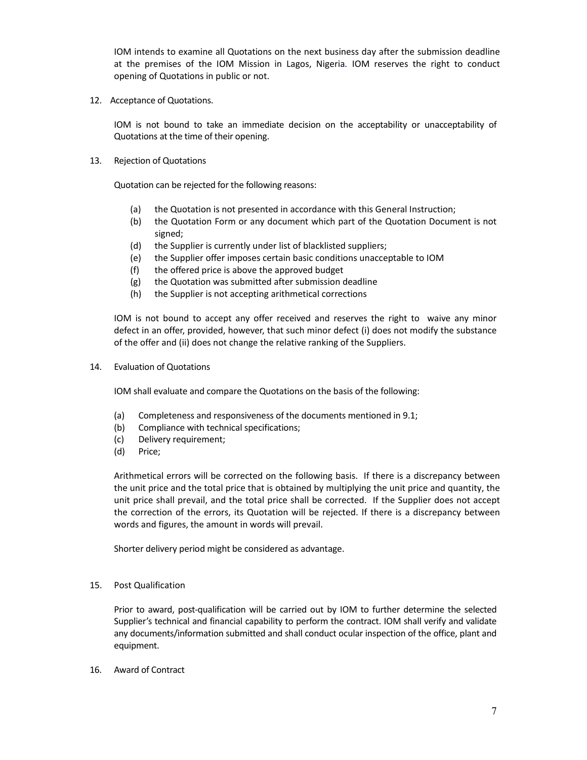IOM intends to examine all Quotations on the next business day after the submission deadline at the premises of the IOM Mission in Lagos, Nigeria. IOM reserves the right to conduct opening of Quotations in public or not.

12. Acceptance of Quotations.

IOM is not bound to take an immediate decision on the acceptability or unacceptability of Quotations at the time of their opening.

13. Rejection of Quotations

Quotation can be rejected for the following reasons:

(a) the Quotation is not presented in accordance with this General Instruction;
(b) the Quotation Form or any document which part of the Quotation Document is not signed;
(d) the Supplier is currently under list of blacklisted suppliers;
(e) the Supplier offer imposes certain basic conditions unacceptable to IOM
(f) the offered price is above the approved budget
(g) the Quotation was submitted after submission deadline
(h) the Supplier is not accepting arithmetical corrections

IOM is not bound to accept any offer received and reserves the right to waive any minor defect in an offer, provided, however, that such minor defect (i) does not modify the substance of the offer and (ii) does not change the relative ranking of the Suppliers.

14. Evaluation of Quotations

IOM shall evaluate and compare the Quotations on the basis of the following:

(a) Completeness and responsiveness of the documents mentioned in 9.1;
(b) Compliance with technical specifications;
(c) Delivery requirement;
(d) Price;

Arithmetical errors will be corrected on the following basis. If there is a discrepancy between the unit price and the total price that is obtained by multiplying the unit price and quantity, the unit price shall prevail, and the total price shall be corrected. If the Supplier does not accept the correction of the errors, its Quotation will be rejected. If there is a discrepancy between words and figures, the amount in words will prevail.

Shorter delivery period might be considered as advantage.

15. Post Qualification

Prior to award, post-qualification will be carried out by IOM to further determine the selected Supplier's technical and financial capability to perform the contract. IOM shall verify and validate any documents/information submitted and shall conduct ocular inspection of the office, plant and equipment.

16. Award of Contract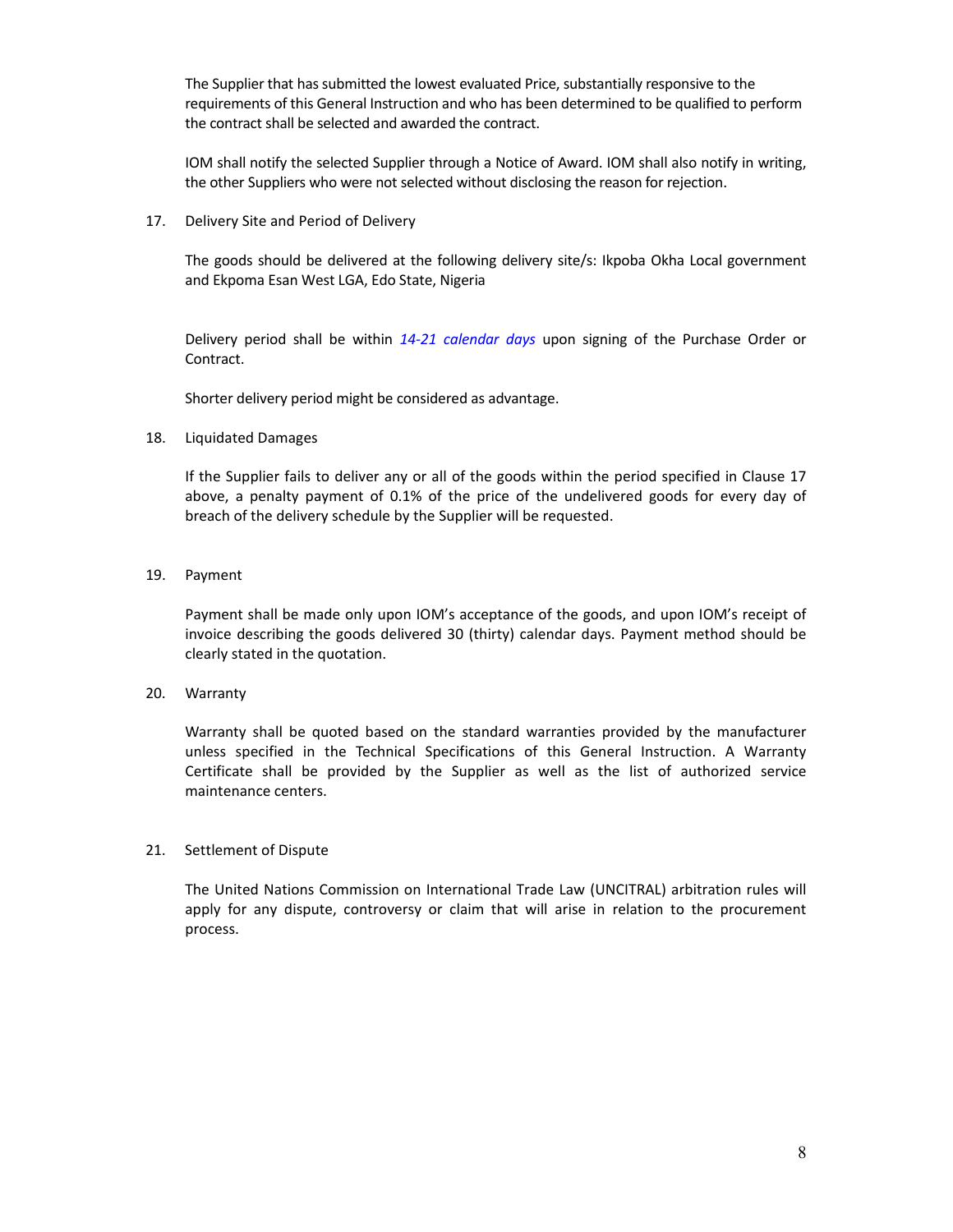The Supplier that has submitted the lowest evaluated Price, substantially responsive to the requirements of this General Instruction and who has been determined to be qualified to perform the contract shall be selected and awarded the contract.

IOM shall notify the selected Supplier through a Notice of Award. IOM shall also notify in writing, the other Suppliers who were not selected without disclosing the reason for rejection.

17. Delivery Site and Period of Delivery

The goods should be delivered at the following delivery site/s: Ikpoba Okha Local government and Ekpoma Esan West LGA, Edo State, Nigeria

Delivery period shall be within *14-21 calendar days* upon signing of the Purchase Order or Contract.

Shorter delivery period might be considered as advantage.

18. Liquidated Damages

If the Supplier fails to deliver any or all of the goods within the period specified in Clause 17 above, a penalty payment of 0.1% of the price of the undelivered goods for every day of breach of the delivery schedule by the Supplier will be requested.

19. Payment

Payment shall be made only upon IOM's acceptance of the goods, and upon IOM's receipt of invoice describing the goods delivered 30 (thirty) calendar days. Payment method should be clearly stated in the quotation.

20. Warranty

Warranty shall be quoted based on the standard warranties provided by the manufacturer unless specified in the Technical Specifications of this General Instruction. A Warranty Certificate shall be provided by the Supplier as well as the list of authorized service maintenance centers.

21. Settlement of Dispute

The United Nations Commission on International Trade Law (UNCITRAL) arbitration rules will apply for any dispute, controversy or claim that will arise in relation to the procurement process.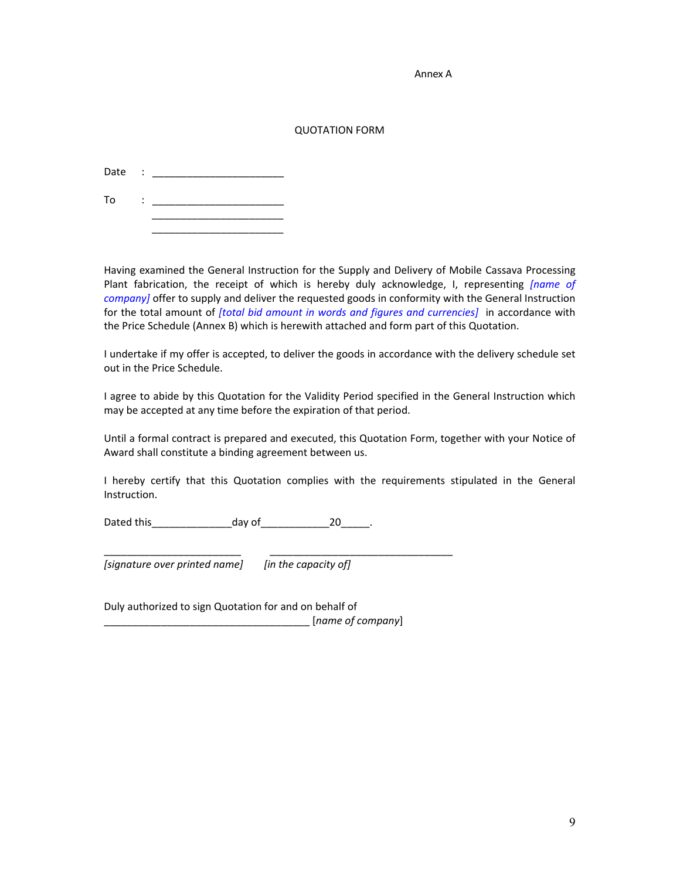Annex A

QUOTATION FORM

Date : ________________________

To : ________________________
________________________
________________________

Having examined the General Instruction for the Supply and Delivery of Mobile Cassava Processing Plant fabrication, the receipt of which is hereby duly acknowledge, I, representing *[name of company]* offer to supply and deliver the requested goods in conformity with the General Instruction for the total amount of *[total bid amount in words and figures and currencies]* in accordance with the Price Schedule (Annex B) which is herewith attached and form part of this Quotation.

I undertake if my offer is accepted, to deliver the goods in accordance with the delivery schedule set out in the Price Schedule.

I agree to abide by this Quotation for the Validity Period specified in the General Instruction which may be accepted at any time before the expiration of that period.

Until a formal contract is prepared and executed, this Quotation Form, together with your Notice of Award shall constitute a binding agreement between us.

I hereby certify that this Quotation complies with the requirements stipulated in the General Instruction.

Dated this______________day of____________20_____.

_________________________ _________________________________
*[signature over printed name]* *[in the capacity of]*

Duly authorized to sign Quotation for and on behalf of
_____________________________________ [*name of company*]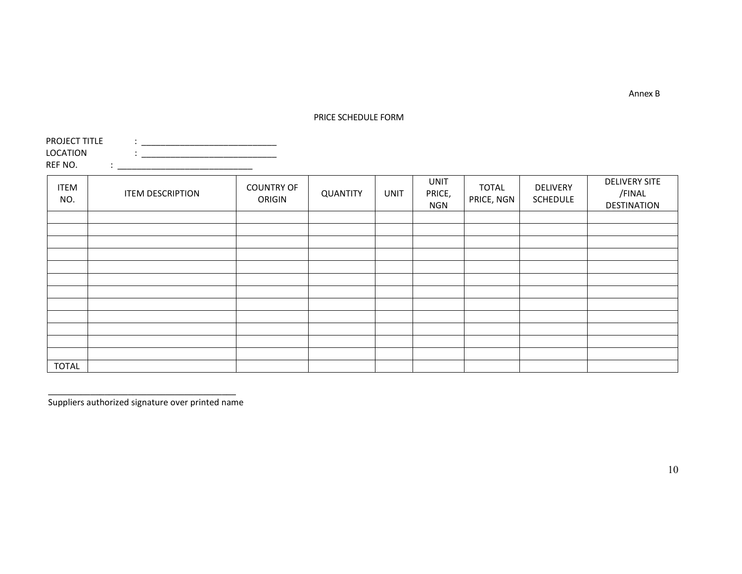Annex B

# PRICE SCHEDULE FORM

PROJECT TITLE : ____________________________

LOCATION : ____________________________

REF NO. : ____________________________

| ITEM NO. | ITEM DESCRIPTION | COUNTRY OF ORIGIN | QUANTITY | UNIT | UNIT PRICE, NGN | TOTAL PRICE, NGN | DELIVERY SCHEDULE | DELIVERY SITE /FINAL DESTINATION |
|---|---|---|---|---|---|---|---|---|
| | | | | | | | | |
| | | | | | | | | |
| | | | | | | | | |
| | | | | | | | | |
| | | | | | | | | |
| | | | | | | | | |
| | | | | | | | | |
| | | | | | | | | |
| | | | | | | | | |
| | | | | | | | | |
| | | | | | | | | |
| | | | | | | | | |
| TOTAL | | | | | | | | |

_______________________________________

Suppliers authorized signature over printed name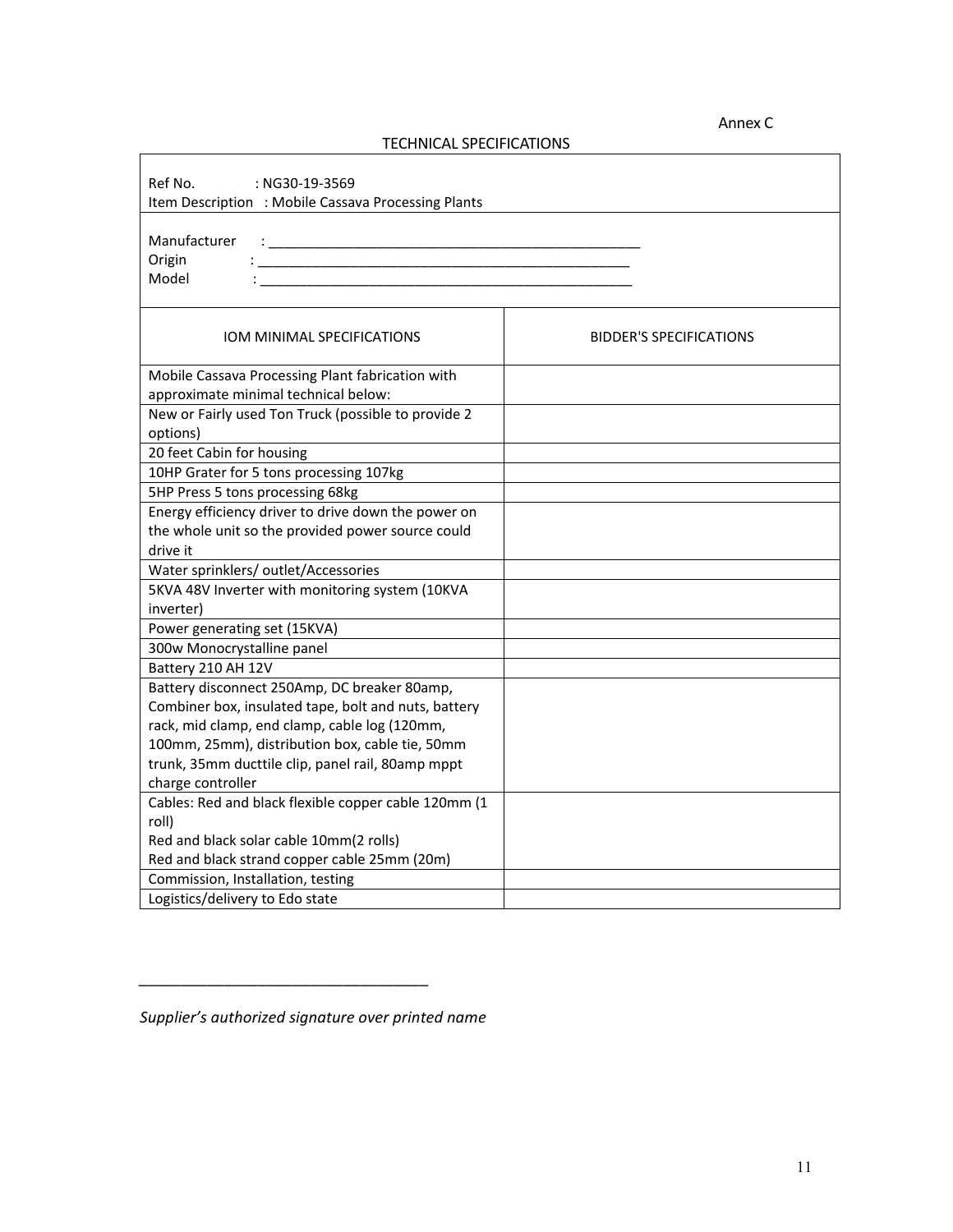Annex C

## TECHNICAL SPECIFICATIONS

Ref No. : NG30-19-3569
Item Description : Mobile Cassava Processing Plants

Manufacturer : ______________________________________________
Origin : ______________________________________________
Model : ______________________________________________

| IOM MINIMAL SPECIFICATIONS | BIDDER'S SPECIFICATIONS |
|---|---|
| Mobile Cassava Processing Plant fabrication with approximate minimal technical below: | |
| New or Fairly used Ton Truck (possible to provide 2 options) | |
| 20 feet Cabin for housing | |
| 10HP Grater for 5 tons processing 107kg | |
| 5HP Press 5 tons processing 68kg | |
| Energy efficiency driver to drive down the power on the whole unit so the provided power source could drive it | |
| Water sprinklers/ outlet/Accessories | |
| 5KVA 48V Inverter with monitoring system (10KVA inverter) | |
| Power generating set (15KVA) | |
| 300w Monocrystalline panel | |
| Battery 210 AH 12V | |
| Battery disconnect 250Amp, DC breaker 80amp, Combiner box, insulated tape, bolt and nuts, battery rack, mid clamp, end clamp, cable log (120mm, 100mm, 25mm), distribution box, cable tie, 50mm trunk, 35mm ducttile clip, panel rail, 80amp mppt charge controller | |
| Cables: Red and black flexible copper cable 120mm (1 roll)<br>Red and black solar cable 10mm(2 rolls)<br>Red and black strand copper cable 25mm (20m) | |
| Commission, Installation, testing | |
| Logistics/delivery to Edo state | |

___________________________________

*Supplier's authorized signature over printed name*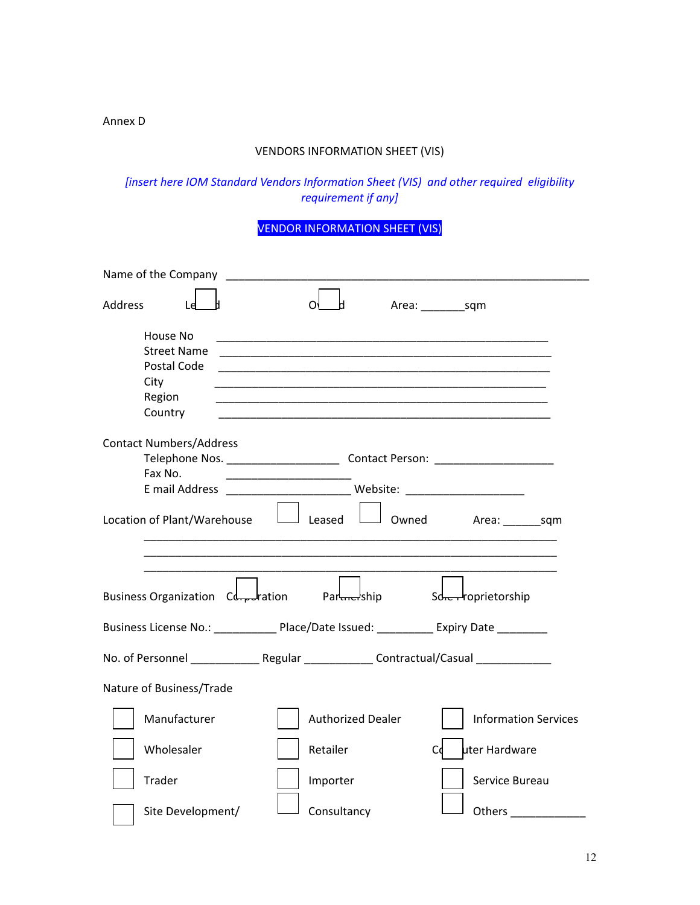Annex D

VENDORS INFORMATION SHEET (VIS)

*[insert here IOM Standard Vendors Information Sheet (VIS) and other required eligibility requirement if any]*

**VENDOR INFORMATION SHEET (VIS)**

Name of the Company ____________________________________________________________

Address ☐ Leased ☐ Owned Area: _______sqm

House No ____________________________________________________

Street Name ____________________________________________________

Postal Code ____________________________________________________

City ____________________________________________________

Region ____________________________________________________

Country ____________________________________________________

Contact Numbers/Address

Telephone Nos. __________________ Contact Person: ___________________

Fax No. ____________________

E mail Address ____________________ Website: ___________________

Location of Plant/Warehouse ☐ Leased ☐ Owned Area: ______sqm

_________________________________________________________________

_________________________________________________________________

_________________________________________________________________

Business Organization ☐ Corporation ☐ Partnership ☐ Sole Proprietorship

Business License No.: __________ Place/Date Issued: _________ Expiry Date ________

No. of Personnel ___________ Regular ___________ Contractual/Casual ____________

Nature of Business/Trade

☐ Manufacturer ☐ Authorized Dealer ☐ Information Services

☐ Wholesaler ☐ Retailer ☐ Computer Hardware

☐ Trader ☐ Importer ☐ Service Bureau

☐ Site Development/ ☐ Consultancy ☐ Others ____________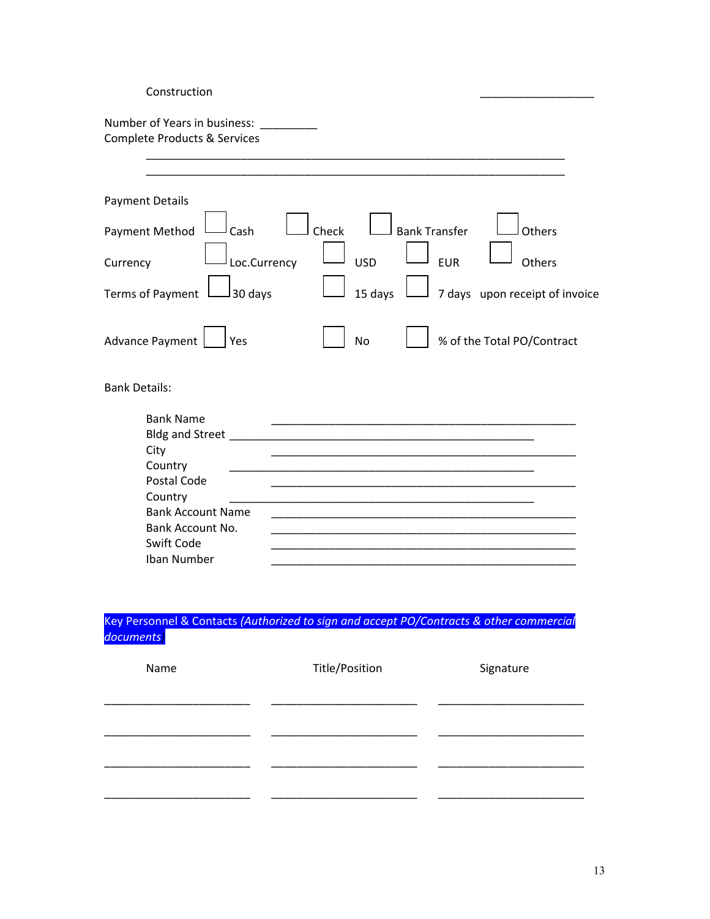Construction ___________________

Number of Years in business: _________

Complete Products & Services

______________________________________________________________________

______________________________________________________________________

Payment Details

Payment Method ☐ Cash ☐ Check ☐ Bank Transfer ☐ Others

Currency ☐ Loc.Currency ☐ USD ☐ EUR ☐ Others

Terms of Payment ☐ 30 days ☐ 15 days ☐ 7 days upon receipt of invoice

Advance Payment ☐ Yes ☐ No ☐ % of the Total PO/Contract

Bank Details:

Bank Name ___________________________________________________

Bldg and Street ___________________________________________________

City ___________________________________________________

Country ___________________________________________________

Postal Code ___________________________________________________

Country ___________________________________________________

Bank Account Name ___________________________________________________

Bank Account No. ___________________________________________________

Swift Code ___________________________________________________

Iban Number ___________________________________________________

Key Personnel & Contacts *(Authorized to sign and accept PO/Contracts & other commercial documents*

| Name | Title/Position | Signature |
|---|---|---|
| ________________________ | ________________________ | ________________________ |
| ________________________ | ________________________ | ________________________ |
| ________________________ | ________________________ | ________________________ |
| ________________________ | ________________________ | ________________________ |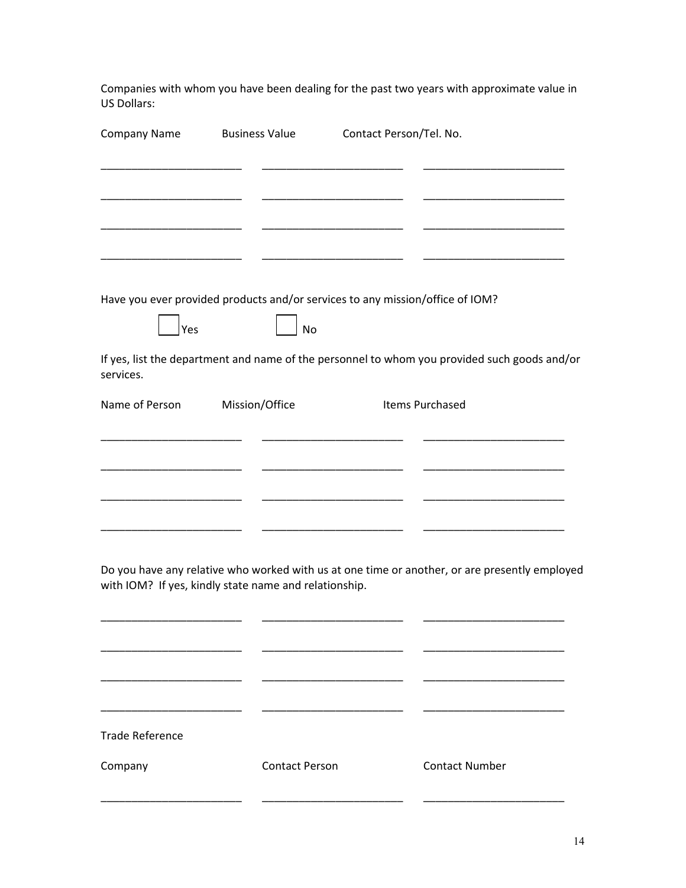Companies with whom you have been dealing for the past two years with approximate value in US Dollars:

| Company Name | Business Value | Contact Person/Tel. No. |
| --- | --- | --- |
| | | |
| | | |
| | | |
| | | |

Have you ever provided products and/or services to any mission/office of IOM?

☐ Yes ☐ No

If yes, list the department and name of the personnel to whom you provided such goods and/or services.

| Name of Person | Mission/Office | Items Purchased |
| --- | --- | --- |
| | | |
| | | |
| | | |
| | | |

Do you have any relative who worked with us at one time or another, or are presently employed with IOM? If yes, kindly state name and relationship.

| | | |
| --- | --- | --- |
| | | |
| | | |
| | | |
| | | |

Trade Reference

| Company | Contact Person | Contact Number |
| --- | --- | --- |
| | | |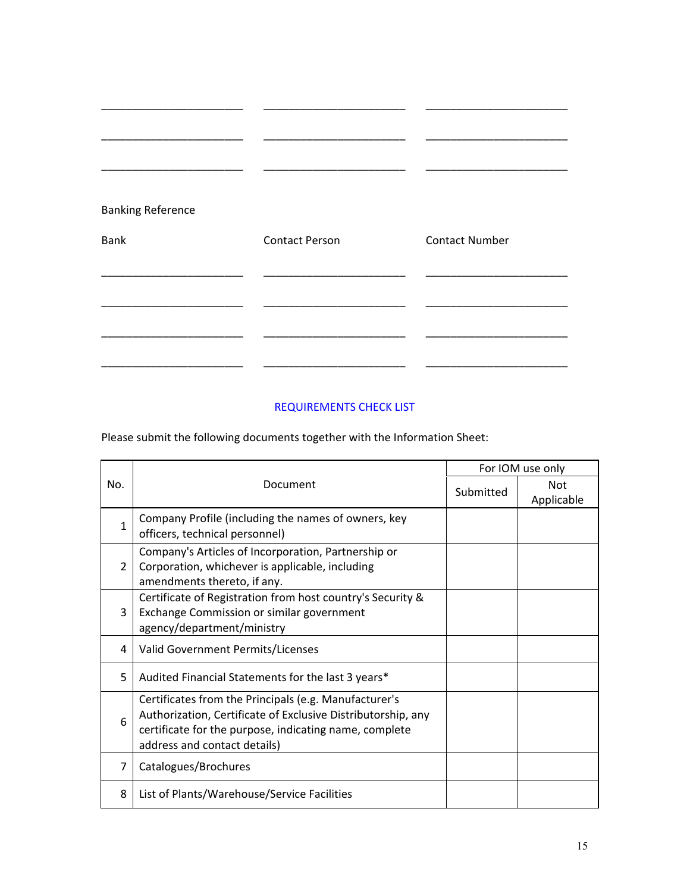________________________ ________________________ ________________________

________________________ ________________________ ________________________

________________________ ________________________ ________________________

Banking Reference

| Bank | Contact Person | Contact Number |
|---|---|---|
| ________________________ | ________________________ | ________________________ |
| ________________________ | ________________________ | ________________________ |
| ________________________ | ________________________ | ________________________ |
| ________________________ | ________________________ | ________________________ |

## REQUIREMENTS CHECK LIST

Please submit the following documents together with the Information Sheet:

| No. | Document | For IOM use only | |
|---|---|---|---|
| | | Submitted | Not Applicable |
| 1 | Company Profile (including the names of owners, key officers, technical personnel) | | |
| 2 | Company's Articles of Incorporation, Partnership or Corporation, whichever is applicable, including amendments thereto, if any. | | |
| 3 | Certificate of Registration from host country's Security & Exchange Commission or similar government agency/department/ministry | | |
| 4 | Valid Government Permits/Licenses | | |
| 5 | Audited Financial Statements for the last 3 years* | | |
| 6 | Certificates from the Principals (e.g. Manufacturer's Authorization, Certificate of Exclusive Distributorship, any certificate for the purpose, indicating name, complete address and contact details) | | |
| 7 | Catalogues/Brochures | | |
| 8 | List of Plants/Warehouse/Service Facilities | | |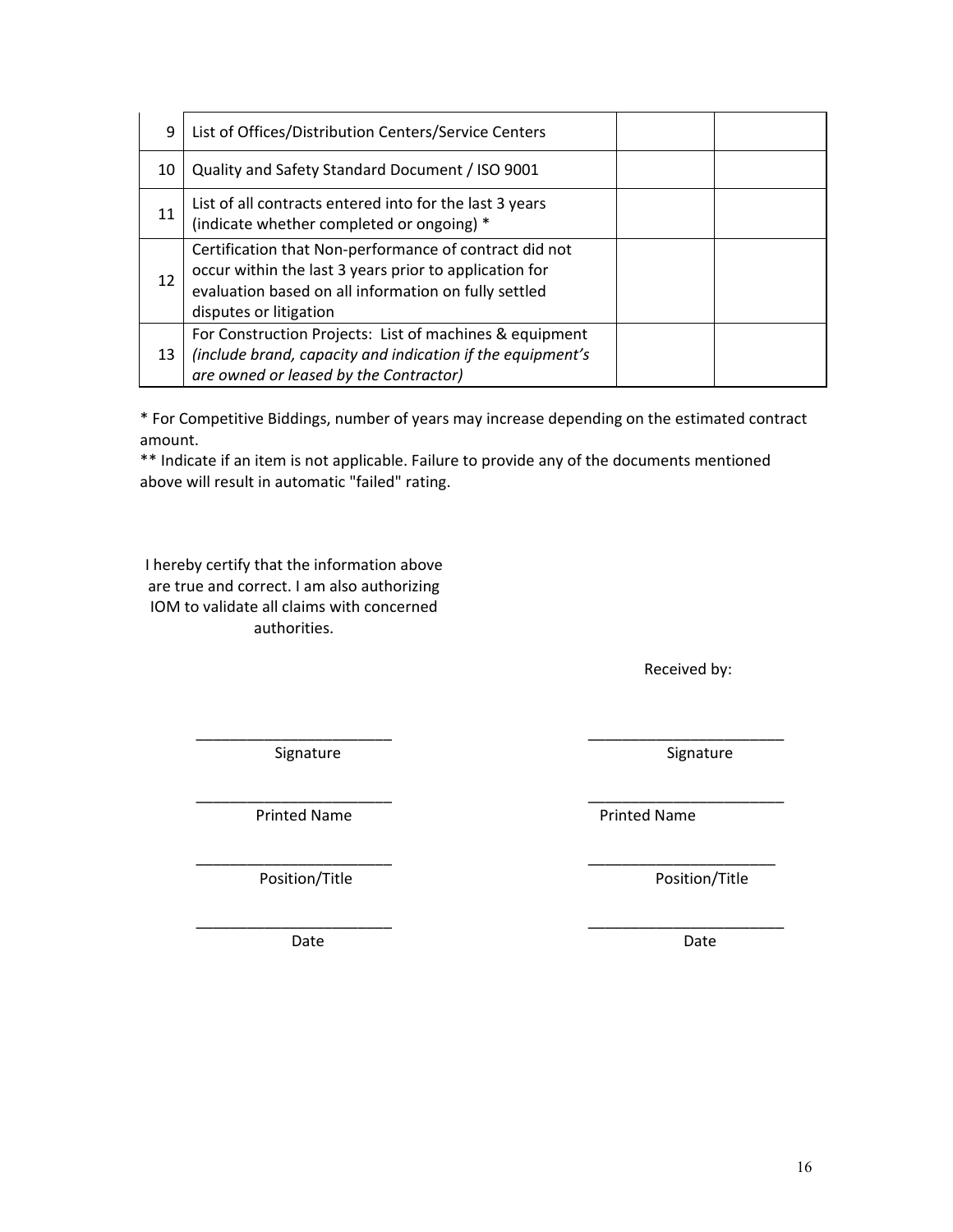| | | | |
|---|---|---|---|
| 9 | List of Offices/Distribution Centers/Service Centers | | |
| 10 | Quality and Safety Standard Document / ISO 9001 | | |
| 11 | List of all contracts entered into for the last 3 years (indicate whether completed or ongoing) * | | |
| 12 | Certification that Non-performance of contract did not occur within the last 3 years prior to application for evaluation based on all information on fully settled disputes or litigation | | |
| 13 | For Construction Projects: List of machines & equipment *(include brand, capacity and indication if the equipment's are owned or leased by the Contractor)* | | |

* For Competitive Biddings, number of years may increase depending on the estimated contract amount.

** Indicate if an item is not applicable. Failure to provide any of the documents mentioned above will result in automatic "failed" rating.

I hereby certify that the information above are true and correct. I am also authorizing IOM to validate all claims with concerned authorities.

Received by:

| | |
|---|---|
| _______________________ | _______________________ |
| Signature | Signature |
| _______________________ | _______________________ |
| Printed Name | Printed Name |
| _______________________ | _______________________ |
| Position/Title | Position/Title |
| _______________________ | _______________________ |
| Date | Date |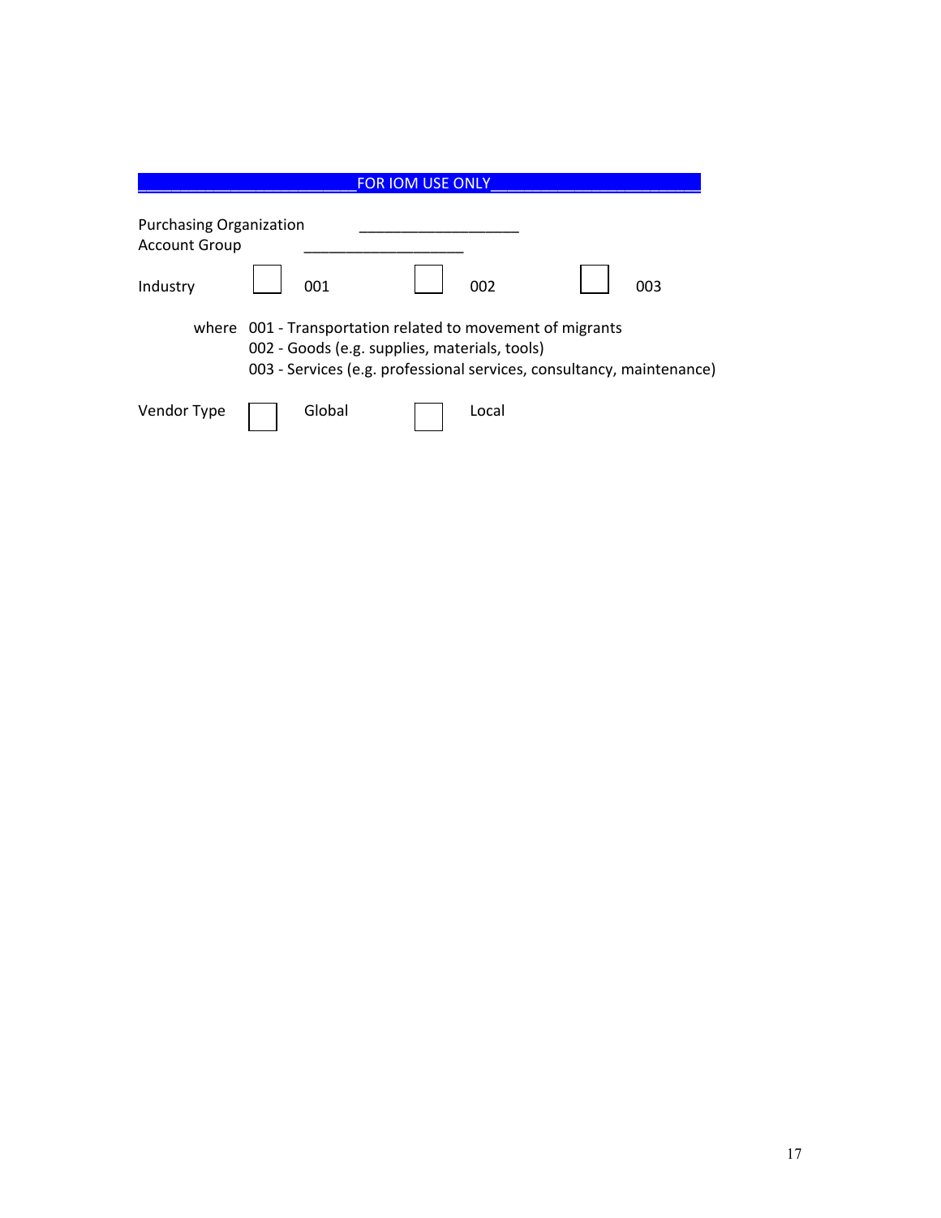## FOR IOM USE ONLY

Purchasing Organization ___________________

Account Group ___________________

Industry ☐ 001 ☐ 002 ☐ 003

where 001 - Transportation related to movement of migrants
002 - Goods (e.g. supplies, materials, tools)
003 - Services (e.g. professional services, consultancy, maintenance)

Vendor Type ☐ Global ☐ Local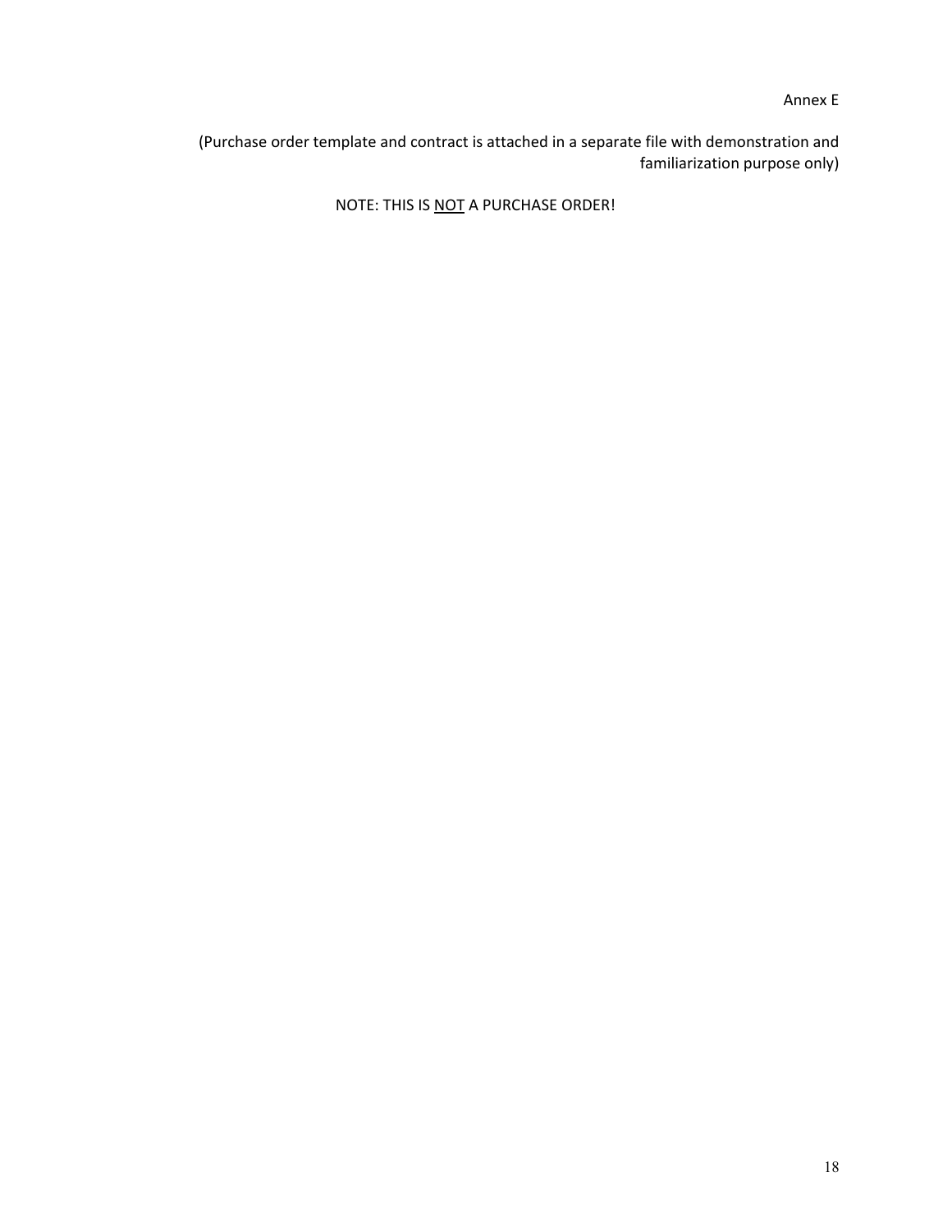Annex E

(Purchase order template and contract is attached in a separate file with demonstration and familiarization purpose only)

NOTE: THIS IS <u>NOT</u> A PURCHASE ORDER!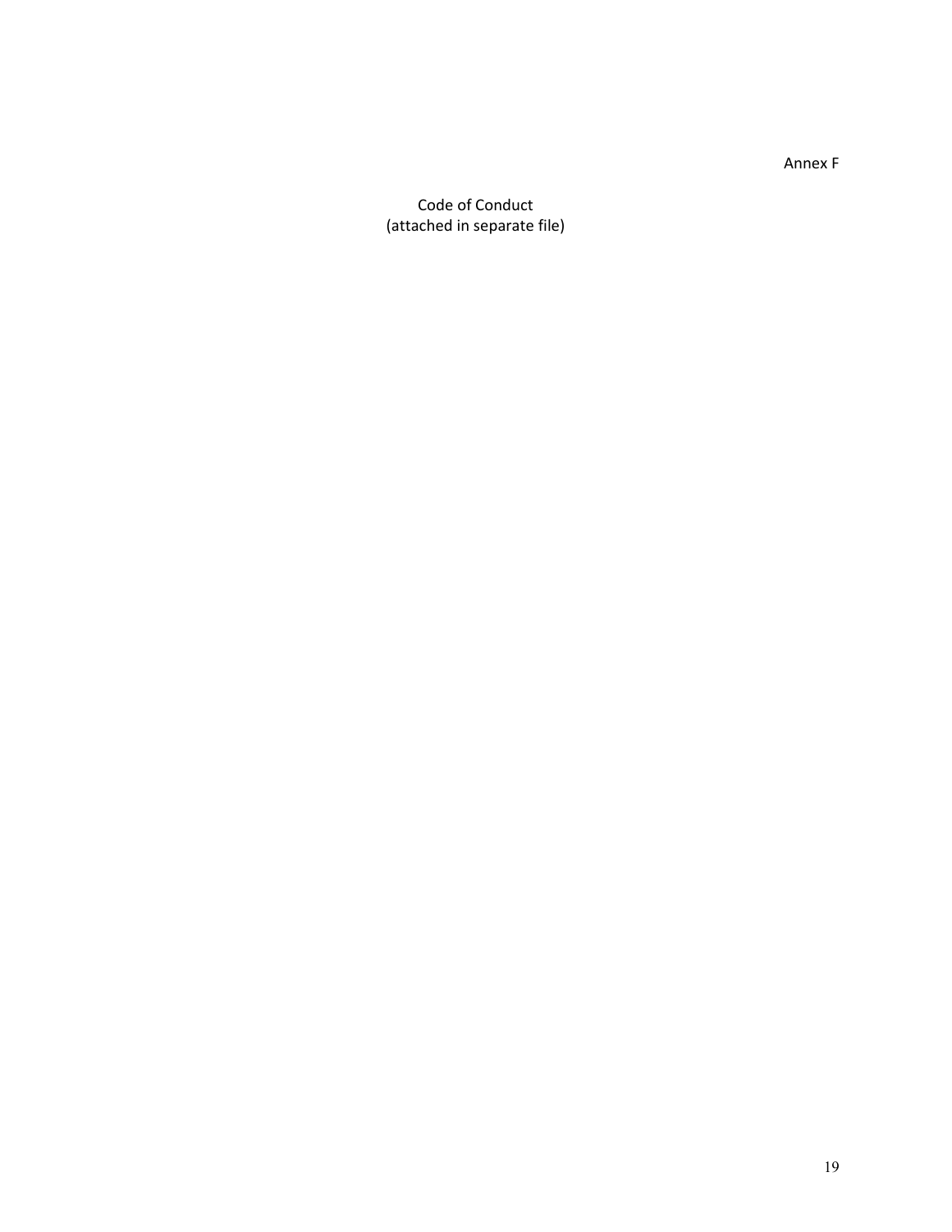Annex F

Code of Conduct
(attached in separate file)